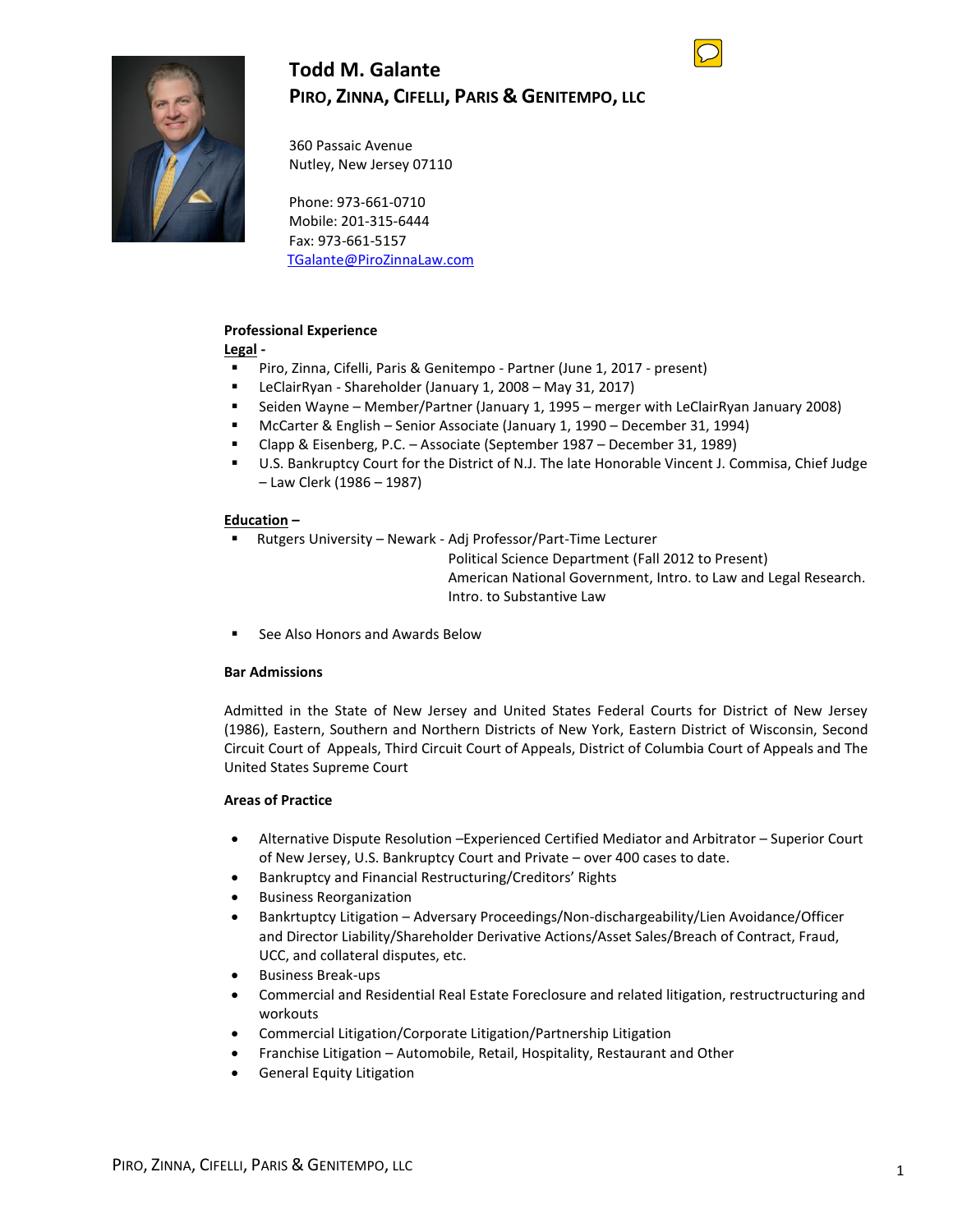# Todd M. Galante

## PIRO, ZINNA, CIFELLI, PARIS & GENITEMPO, LLC

360 Passaic Avenue
Nutley, New Jersey 07110

Phone: 973-661-0710
Mobile: 201-315-6444
Fax: 973-661-5157
TGalante@PiroZinnaLaw.com

**Professional Experience**

**Legal -**

- Piro, Zinna, Cifelli, Paris & Genitempo - Partner (June 1, 2017 - present)
- LeClairRyan - Shareholder (January 1, 2008 – May 31, 2017)
- Seiden Wayne – Member/Partner (January 1, 1995 – merger with LeClairRyan January 2008)
- McCarter & English – Senior Associate (January 1, 1990 – December 31, 1994)
- Clapp & Eisenberg, P.C. – Associate (September 1987 – December 31, 1989)
- U.S. Bankruptcy Court for the District of N.J. The late Honorable Vincent J. Commisa, Chief Judge – Law Clerk (1986 – 1987)

**Education –**

- Rutgers University – Newark - Adj Professor/Part-Time Lecturer
  Political Science Department (Fall 2012 to Present)
  American National Government, Intro. to Law and Legal Research. Intro. to Substantive Law
- See Also Honors and Awards Below

**Bar Admissions**

Admitted in the State of New Jersey and United States Federal Courts for District of New Jersey (1986), Eastern, Southern and Northern Districts of New York, Eastern District of Wisconsin, Second Circuit Court of Appeals, Third Circuit Court of Appeals, District of Columbia Court of Appeals and The United States Supreme Court

**Areas of Practice**

- Alternative Dispute Resolution –Experienced Certified Mediator and Arbitrator – Superior Court of New Jersey, U.S. Bankruptcy Court and Private – over 400 cases to date.
- Bankruptcy and Financial Restructuring/Creditors' Rights
- Business Reorganization
- Bankrtuptcy Litigation – Adversary Proceedings/Non-dischargeability/Lien Avoidance/Officer and Director Liability/Shareholder Derivative Actions/Asset Sales/Breach of Contract, Fraud, UCC, and collateral disputes, etc.
- Business Break-ups
- Commercial and Residential Real Estate Foreclosure and related litigation, restructructuring and workouts
- Commercial Litigation/Corporate Litigation/Partnership Litigation
- Franchise Litigation – Automobile, Retail, Hospitality, Restaurant and Other
- General Equity Litigation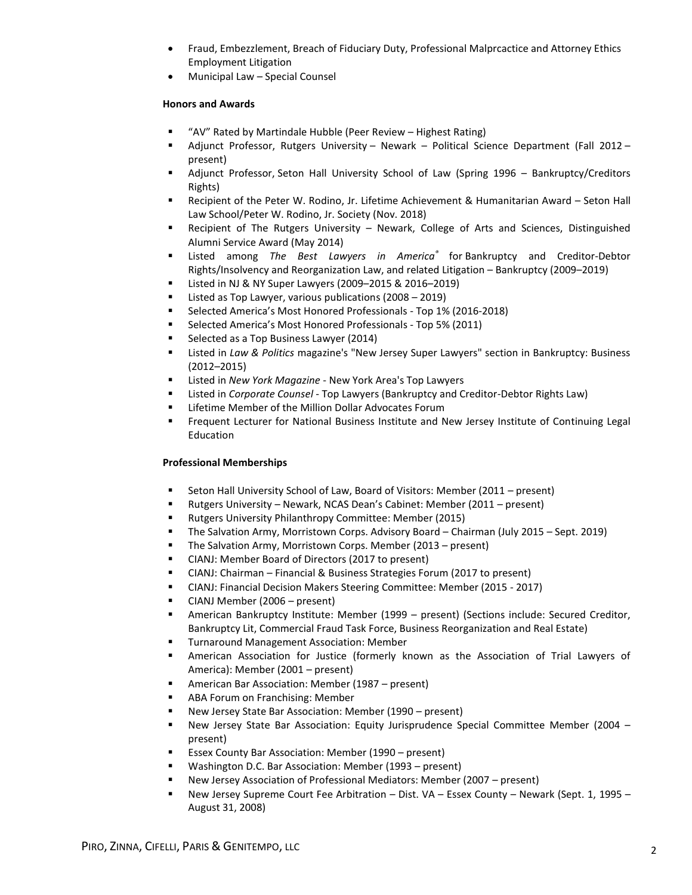- Fraud, Embezzlement, Breach of Fiduciary Duty, Professional Malprcactice and Attorney Ethics Employment Litigation
- Municipal Law – Special Counsel

**Honors and Awards**

- "AV" Rated by Martindale Hubble (Peer Review – Highest Rating)
- Adjunct Professor, Rutgers University – Newark – Political Science Department (Fall 2012 – present)
- Adjunct Professor, Seton Hall University School of Law (Spring 1996 – Bankruptcy/Creditors Rights)
- Recipient of the Peter W. Rodino, Jr. Lifetime Achievement & Humanitarian Award – Seton Hall Law School/Peter W. Rodino, Jr. Society (Nov. 2018)
- Recipient of The Rutgers University – Newark, College of Arts and Sciences, Distinguished Alumni Service Award (May 2014)
- Listed among *The Best Lawyers in America®* for Bankruptcy and Creditor-Debtor Rights/Insolvency and Reorganization Law, and related Litigation – Bankruptcy (2009–2019)
- Listed in NJ & NY Super Lawyers (2009–2015 & 2016–2019)
- Listed as Top Lawyer, various publications (2008 – 2019)
- Selected America's Most Honored Professionals - Top 1% (2016-2018)
- Selected America's Most Honored Professionals - Top 5% (2011)
- Selected as a Top Business Lawyer (2014)
- Listed in *Law & Politics* magazine's "New Jersey Super Lawyers" section in Bankruptcy: Business (2012–2015)
- Listed in *New York Magazine* - New York Area's Top Lawyers
- Listed in *Corporate Counsel* - Top Lawyers (Bankruptcy and Creditor-Debtor Rights Law)
- Lifetime Member of the Million Dollar Advocates Forum
- Frequent Lecturer for National Business Institute and New Jersey Institute of Continuing Legal Education

**Professional Memberships**

- Seton Hall University School of Law, Board of Visitors: Member (2011 – present)
- Rutgers University – Newark, NCAS Dean's Cabinet: Member (2011 – present)
- Rutgers University Philanthropy Committee: Member (2015)
- The Salvation Army, Morristown Corps. Advisory Board – Chairman (July 2015 – Sept. 2019)
- The Salvation Army, Morristown Corps. Member (2013 – present)
- CIANJ: Member Board of Directors (2017 to present)
- CIANJ: Chairman – Financial & Business Strategies Forum (2017 to present)
- CIANJ: Financial Decision Makers Steering Committee: Member (2015 - 2017)
- CIANJ Member (2006 – present)
- American Bankruptcy Institute: Member (1999 – present) (Sections include: Secured Creditor, Bankruptcy Lit, Commercial Fraud Task Force, Business Reorganization and Real Estate)
- Turnaround Management Association: Member
- American Association for Justice (formerly known as the Association of Trial Lawyers of America): Member (2001 – present)
- American Bar Association: Member (1987 – present)
- ABA Forum on Franchising: Member
- New Jersey State Bar Association: Member (1990 – present)
- New Jersey State Bar Association: Equity Jurisprudence Special Committee Member (2004 – present)
- Essex County Bar Association: Member (1990 – present)
- Washington D.C. Bar Association: Member (1993 – present)
- New Jersey Association of Professional Mediators: Member (2007 – present)
- New Jersey Supreme Court Fee Arbitration – Dist. VA – Essex County – Newark (Sept. 1, 1995 – August 31, 2008)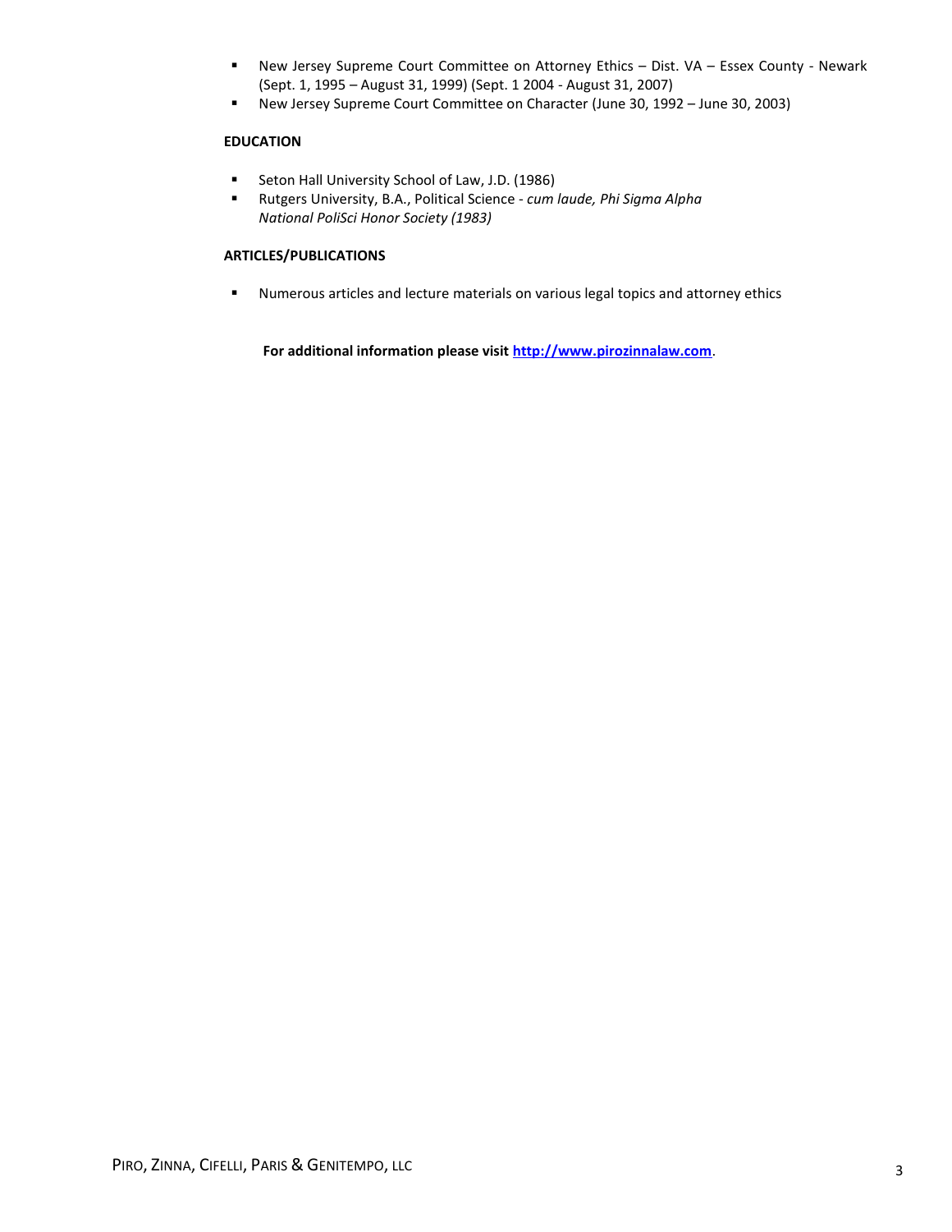- New Jersey Supreme Court Committee on Attorney Ethics – Dist. VA – Essex County - Newark (Sept. 1, 1995 – August 31, 1999) (Sept. 1 2004 - August 31, 2007)
- New Jersey Supreme Court Committee on Character (June 30, 1992 – June 30, 2003)

**EDUCATION**

- Seton Hall University School of Law, J.D. (1986)
- Rutgers University, B.A., Political Science - *cum laude, Phi Sigma Alpha National PoliSci Honor Society (1983)*

**ARTICLES/PUBLICATIONS**

- Numerous articles and lecture materials on various legal topics and attorney ethics

**For additional information please visit [http://www.pirozinnalaw.com](http://www.pirozinnalaw.com)**.